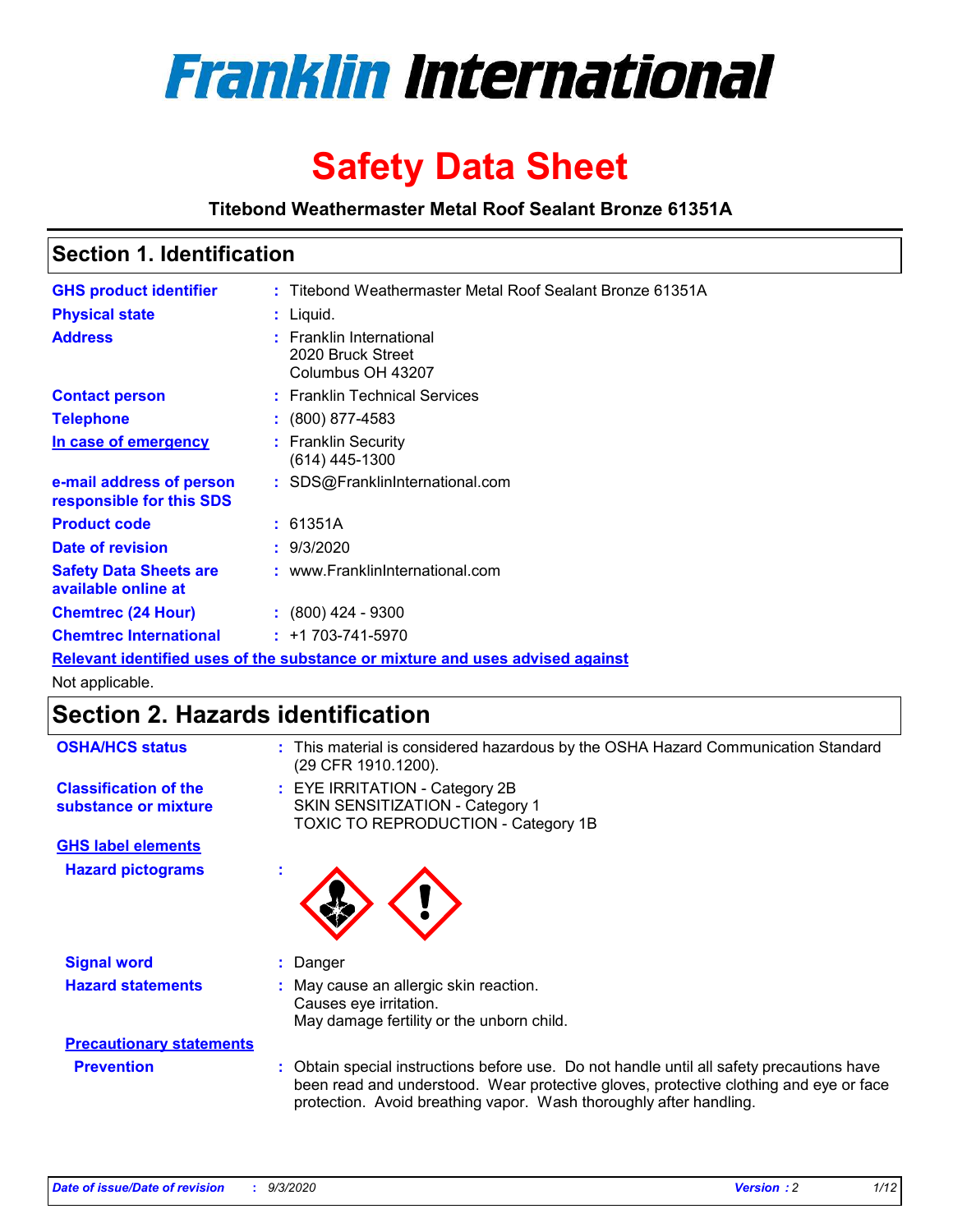# Franklin International

# Safety Data Sheet

**Titebond Weathermaster Metal Roof Sealant Bronze 61351A**

## Section 1. Identification

| | | |
|---|---|---|
| **GHS product identifier** | : | Titebond Weathermaster Metal Roof Sealant Bronze 61351A |
| **Physical state** | : | Liquid. |
| **Address** | : | Franklin International<br>2020 Bruck Street<br>Columbus OH 43207 |
| **Contact person** | : | Franklin Technical Services |
| **Telephone** | : | (800) 877-4583 |
| **In case of emergency** | : | Franklin Security<br>(614) 445-1300 |
| **e-mail address of person responsible for this SDS** | : | SDS@FranklinInternational.com |
| **Product code** | : | 61351A |
| **Date of revision** | : | 9/3/2020 |
| **Safety Data Sheets are available online at** | : | www.FranklinInternational.com |
| **Chemtrec (24 Hour)** | : | (800) 424 - 9300 |
| **Chemtrec International** | : | +1 703-741-5970 |

**Relevant identified uses of the substance or mixture and uses advised against**

Not applicable.

## Section 2. Hazards identification

| | | |
|---|---|---|
| **OSHA/HCS status** | : | This material is considered hazardous by the OSHA Hazard Communication Standard (29 CFR 1910.1200). |
| **Classification of the substance or mixture** | : | EYE IRRITATION - Category 2B<br>SKIN SENSITIZATION - Category 1<br>TOXIC TO REPRODUCTION - Category 1B |

**GHS label elements**

| | | |
|---|---|---|
| **Hazard pictograms** | : | |
| **Signal word** | : | Danger |
| **Hazard statements** | : | May cause an allergic skin reaction.<br>Causes eye irritation.<br>May damage fertility or the unborn child. |

**Precautionary statements**

| | | |
|---|---|---|
| **Prevention** | : | Obtain special instructions before use. Do not handle until all safety precautions have been read and understood. Wear protective gloves, protective clothing and eye or face protection. Avoid breathing vapor. Wash thoroughly after handling. |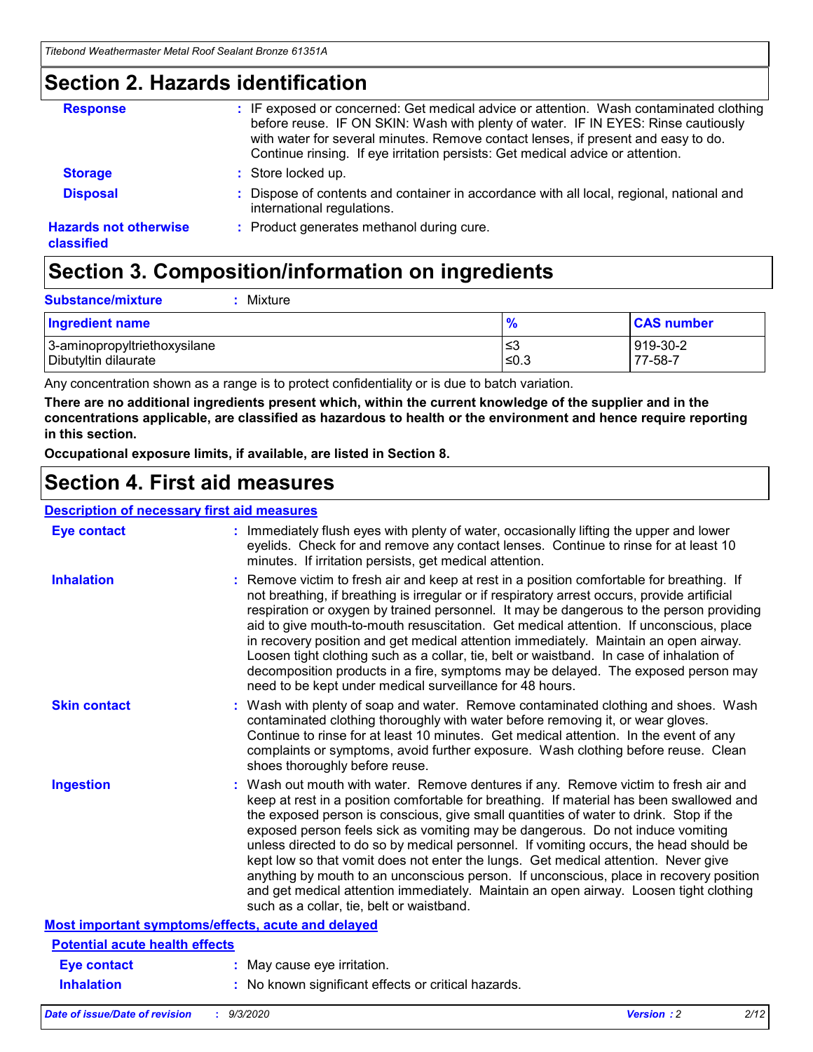## Section 2. Hazards identification

**Response** : IF exposed or concerned: Get medical advice or attention. Wash contaminated clothing before reuse. IF ON SKIN: Wash with plenty of water. IF IN EYES: Rinse cautiously with water for several minutes. Remove contact lenses, if present and easy to do. Continue rinsing. If eye irritation persists: Get medical advice or attention.

**Storage** : Store locked up.

**Disposal** : Dispose of contents and container in accordance with all local, regional, national and international regulations.

**Hazards not otherwise classified** : Product generates methanol during cure.

## Section 3. Composition/information on ingredients

**Substance/mixture** : Mixture

| Ingredient name | % | CAS number |
|---|---|---|
| 3-aminopropyltriethoxysilane | ≤3 | 919-30-2 |
| Dibutyltin dilaurate | ≤0.3 | 77-58-7 |

Any concentration shown as a range is to protect confidentiality or is due to batch variation.

**There are no additional ingredients present which, within the current knowledge of the supplier and in the concentrations applicable, are classified as hazardous to health or the environment and hence require reporting in this section.**

**Occupational exposure limits, if available, are listed in Section 8.**

## Section 4. First aid measures

**Description of necessary first aid measures**

**Eye contact** : Immediately flush eyes with plenty of water, occasionally lifting the upper and lower eyelids. Check for and remove any contact lenses. Continue to rinse for at least 10 minutes. If irritation persists, get medical attention.

**Inhalation** : Remove victim to fresh air and keep at rest in a position comfortable for breathing. If not breathing, if breathing is irregular or if respiratory arrest occurs, provide artificial respiration or oxygen by trained personnel. It may be dangerous to the person providing aid to give mouth-to-mouth resuscitation. Get medical attention. If unconscious, place in recovery position and get medical attention immediately. Maintain an open airway. Loosen tight clothing such as a collar, tie, belt or waistband. In case of inhalation of decomposition products in a fire, symptoms may be delayed. The exposed person may need to be kept under medical surveillance for 48 hours.

**Skin contact** : Wash with plenty of soap and water. Remove contaminated clothing and shoes. Wash contaminated clothing thoroughly with water before removing it, or wear gloves. Continue to rinse for at least 10 minutes. Get medical attention. In the event of any complaints or symptoms, avoid further exposure. Wash clothing before reuse. Clean shoes thoroughly before reuse.

**Ingestion** : Wash out mouth with water. Remove dentures if any. Remove victim to fresh air and keep at rest in a position comfortable for breathing. If material has been swallowed and the exposed person is conscious, give small quantities of water to drink. Stop if the exposed person feels sick as vomiting may be dangerous. Do not induce vomiting unless directed to do so by medical personnel. If vomiting occurs, the head should be kept low so that vomit does not enter the lungs. Get medical attention. Never give anything by mouth to an unconscious person. If unconscious, place in recovery position and get medical attention immediately. Maintain an open airway. Loosen tight clothing such as a collar, tie, belt or waistband.

**Most important symptoms/effects, acute and delayed**

**Potential acute health effects**

**Eye contact** : May cause eye irritation.

**Inhalation** : No known significant effects or critical hazards.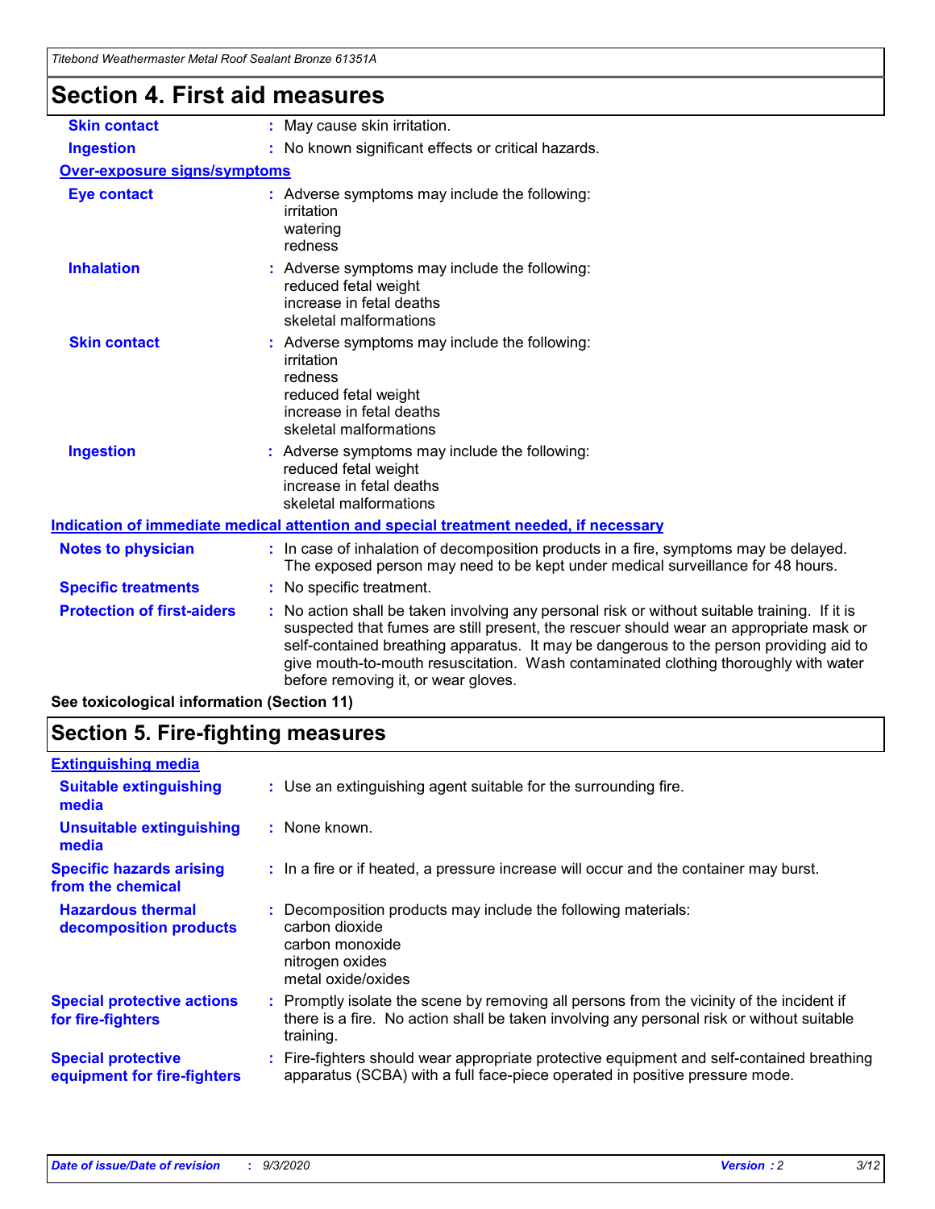## Section 4. First aid measures

| | |
|---|---|
| **Skin contact** | : May cause skin irritation. |
| **Ingestion** | : No known significant effects or critical hazards. |

**Over-exposure signs/symptoms**

| | |
|---|---|
| **Eye contact** | : Adverse symptoms may include the following:<br>irritation<br>watering<br>redness |
| **Inhalation** | : Adverse symptoms may include the following:<br>reduced fetal weight<br>increase in fetal deaths<br>skeletal malformations |
| **Skin contact** | : Adverse symptoms may include the following:<br>irritation<br>redness<br>reduced fetal weight<br>increase in fetal deaths<br>skeletal malformations |
| **Ingestion** | : Adverse symptoms may include the following:<br>reduced fetal weight<br>increase in fetal deaths<br>skeletal malformations |

**Indication of immediate medical attention and special treatment needed, if necessary**

| | |
|---|---|
| **Notes to physician** | : In case of inhalation of decomposition products in a fire, symptoms may be delayed. The exposed person may need to be kept under medical surveillance for 48 hours. |
| **Specific treatments** | : No specific treatment. |
| **Protection of first-aiders** | : No action shall be taken involving any personal risk or without suitable training. If it is suspected that fumes are still present, the rescuer should wear an appropriate mask or self-contained breathing apparatus. It may be dangerous to the person providing aid to give mouth-to-mouth resuscitation. Wash contaminated clothing thoroughly with water before removing it, or wear gloves. |

**See toxicological information (Section 11)**

## Section 5. Fire-fighting measures

**Extinguishing media**

| | |
|---|---|
| **Suitable extinguishing media** | : Use an extinguishing agent suitable for the surrounding fire. |
| **Unsuitable extinguishing media** | : None known. |
| **Specific hazards arising from the chemical** | : In a fire or if heated, a pressure increase will occur and the container may burst. |
| **Hazardous thermal decomposition products** | : Decomposition products may include the following materials:<br>carbon dioxide<br>carbon monoxide<br>nitrogen oxides<br>metal oxide/oxides |
| **Special protective actions for fire-fighters** | : Promptly isolate the scene by removing all persons from the vicinity of the incident if there is a fire. No action shall be taken involving any personal risk or without suitable training. |
| **Special protective equipment for fire-fighters** | : Fire-fighters should wear appropriate protective equipment and self-contained breathing apparatus (SCBA) with a full face-piece operated in positive pressure mode. |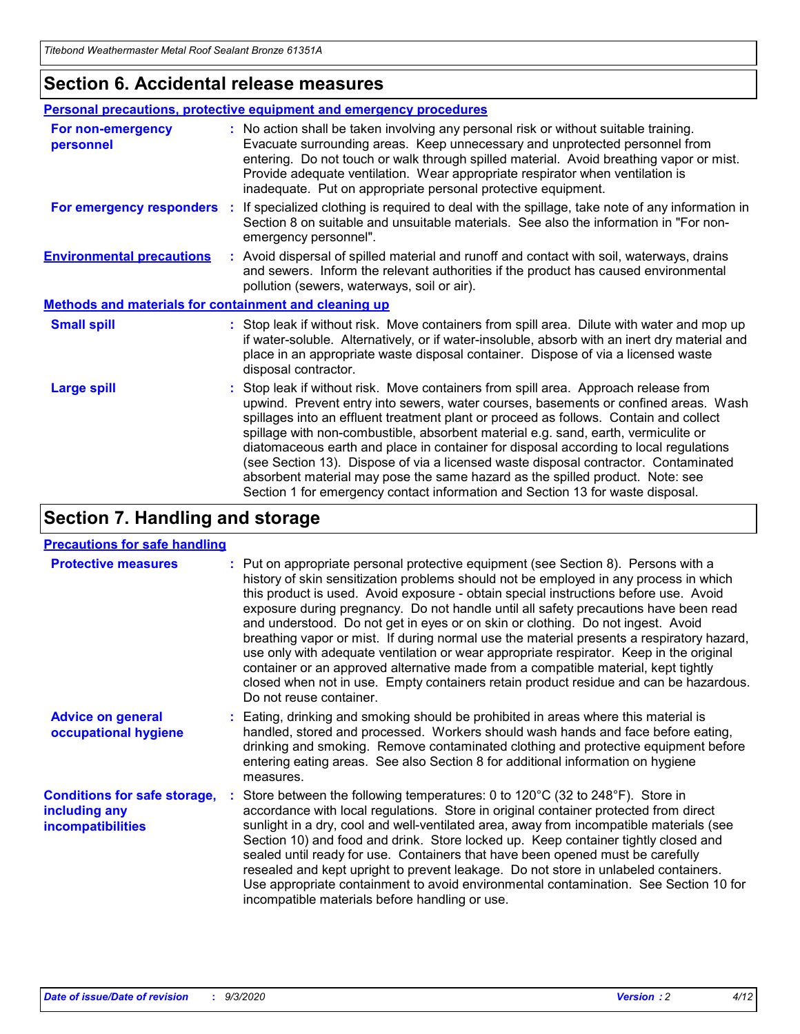## Section 6. Accidental release measures

### Personal precautions, protective equipment and emergency procedures

**For non-emergency personnel** : No action shall be taken involving any personal risk or without suitable training. Evacuate surrounding areas. Keep unnecessary and unprotected personnel from entering. Do not touch or walk through spilled material. Avoid breathing vapor or mist. Provide adequate ventilation. Wear appropriate respirator when ventilation is inadequate. Put on appropriate personal protective equipment.

**For emergency responders** : If specialized clothing is required to deal with the spillage, take note of any information in Section 8 on suitable and unsuitable materials. See also the information in "For non-emergency personnel".

**Environmental precautions** : Avoid dispersal of spilled material and runoff and contact with soil, waterways, drains and sewers. Inform the relevant authorities if the product has caused environmental pollution (sewers, waterways, soil or air).

### Methods and materials for containment and cleaning up

**Small spill** : Stop leak if without risk. Move containers from spill area. Dilute with water and mop up if water-soluble. Alternatively, or if water-insoluble, absorb with an inert dry material and place in an appropriate waste disposal container. Dispose of via a licensed waste disposal contractor.

**Large spill** : Stop leak if without risk. Move containers from spill area. Approach release from upwind. Prevent entry into sewers, water courses, basements or confined areas. Wash spillages into an effluent treatment plant or proceed as follows. Contain and collect spillage with non-combustible, absorbent material e.g. sand, earth, vermiculite or diatomaceous earth and place in container for disposal according to local regulations (see Section 13). Dispose of via a licensed waste disposal contractor. Contaminated absorbent material may pose the same hazard as the spilled product. Note: see Section 1 for emergency contact information and Section 13 for waste disposal.

## Section 7. Handling and storage

### Precautions for safe handling

**Protective measures** : Put on appropriate personal protective equipment (see Section 8). Persons with a history of skin sensitization problems should not be employed in any process in which this product is used. Avoid exposure - obtain special instructions before use. Avoid exposure during pregnancy. Do not handle until all safety precautions have been read and understood. Do not get in eyes or on skin or clothing. Do not ingest. Avoid breathing vapor or mist. If during normal use the material presents a respiratory hazard, use only with adequate ventilation or wear appropriate respirator. Keep in the original container or an approved alternative made from a compatible material, kept tightly closed when not in use. Empty containers retain product residue and can be hazardous. Do not reuse container.

**Advice on general occupational hygiene** : Eating, drinking and smoking should be prohibited in areas where this material is handled, stored and processed. Workers should wash hands and face before eating, drinking and smoking. Remove contaminated clothing and protective equipment before entering eating areas. See also Section 8 for additional information on hygiene measures.

**Conditions for safe storage, including any incompatibilities** : Store between the following temperatures: 0 to 120°C (32 to 248°F). Store in accordance with local regulations. Store in original container protected from direct sunlight in a dry, cool and well-ventilated area, away from incompatible materials (see Section 10) and food and drink. Store locked up. Keep container tightly closed and sealed until ready for use. Containers that have been opened must be carefully resealed and kept upright to prevent leakage. Do not store in unlabeled containers. Use appropriate containment to avoid environmental contamination. See Section 10 for incompatible materials before handling or use.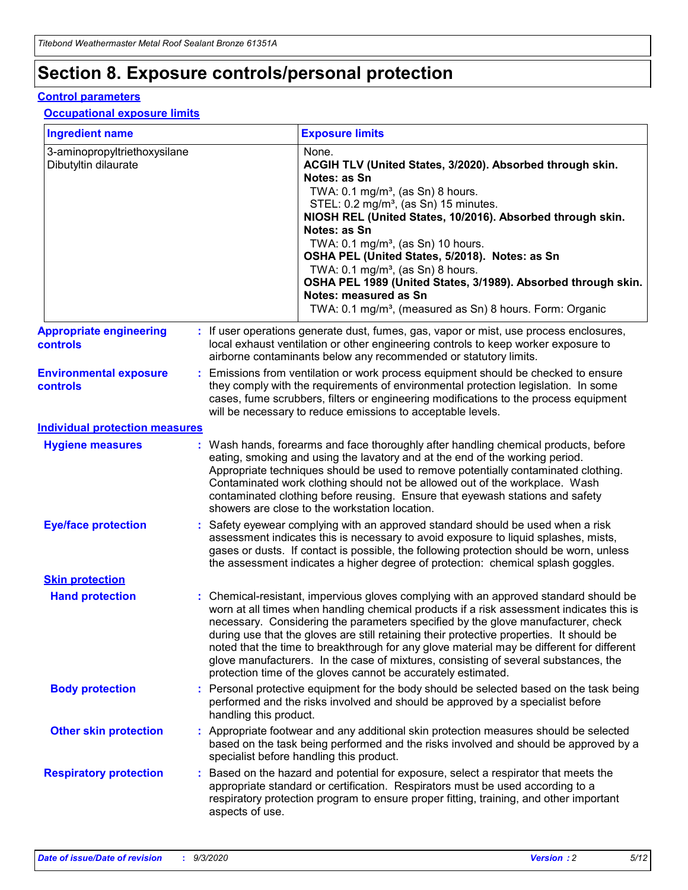# Section 8. Exposure controls/personal protection

## Control parameters

### Occupational exposure limits

| Ingredient name | Exposure limits |
|---|---|
| 3-aminopropyltriethoxysilane | None. |
| Dibutyltin dilaurate | **ACGIH TLV (United States, 3/2020). Absorbed through skin. Notes: as Sn**<br>TWA: 0.1 mg/m³, (as Sn) 8 hours.<br>STEL: 0.2 mg/m³, (as Sn) 15 minutes.<br>**NIOSH REL (United States, 10/2016). Absorbed through skin. Notes: as Sn**<br>TWA: 0.1 mg/m³, (as Sn) 10 hours.<br>**OSHA PEL (United States, 5/2018). Notes: as Sn**<br>TWA: 0.1 mg/m³, (as Sn) 8 hours.<br>**OSHA PEL 1989 (United States, 3/1989). Absorbed through skin. Notes: measured as Sn**<br>TWA: 0.1 mg/m³, (measured as Sn) 8 hours. Form: Organic |

**Appropriate engineering controls** : If user operations generate dust, fumes, gas, vapor or mist, use process enclosures, local exhaust ventilation or other engineering controls to keep worker exposure to airborne contaminants below any recommended or statutory limits.

**Environmental exposure controls** : Emissions from ventilation or work process equipment should be checked to ensure they comply with the requirements of environmental protection legislation. In some cases, fume scrubbers, filters or engineering modifications to the process equipment will be necessary to reduce emissions to acceptable levels.

## Individual protection measures

**Hygiene measures** : Wash hands, forearms and face thoroughly after handling chemical products, before eating, smoking and using the lavatory and at the end of the working period. Appropriate techniques should be used to remove potentially contaminated clothing. Contaminated work clothing should not be allowed out of the workplace. Wash contaminated clothing before reusing. Ensure that eyewash stations and safety showers are close to the workstation location.

**Eye/face protection** : Safety eyewear complying with an approved standard should be used when a risk assessment indicates this is necessary to avoid exposure to liquid splashes, mists, gases or dusts. If contact is possible, the following protection should be worn, unless the assessment indicates a higher degree of protection: chemical splash goggles.

### Skin protection

**Hand protection** : Chemical-resistant, impervious gloves complying with an approved standard should be worn at all times when handling chemical products if a risk assessment indicates this is necessary. Considering the parameters specified by the glove manufacturer, check during use that the gloves are still retaining their protective properties. It should be noted that the time to breakthrough for any glove material may be different for different glove manufacturers. In the case of mixtures, consisting of several substances, the protection time of the gloves cannot be accurately estimated.

**Body protection** : Personal protective equipment for the body should be selected based on the task being performed and the risks involved and should be approved by a specialist before handling this product.

**Other skin protection** : Appropriate footwear and any additional skin protection measures should be selected based on the task being performed and the risks involved and should be approved by a specialist before handling this product.

**Respiratory protection** : Based on the hazard and potential for exposure, select a respirator that meets the appropriate standard or certification. Respirators must be used according to a respiratory protection program to ensure proper fitting, training, and other important aspects of use.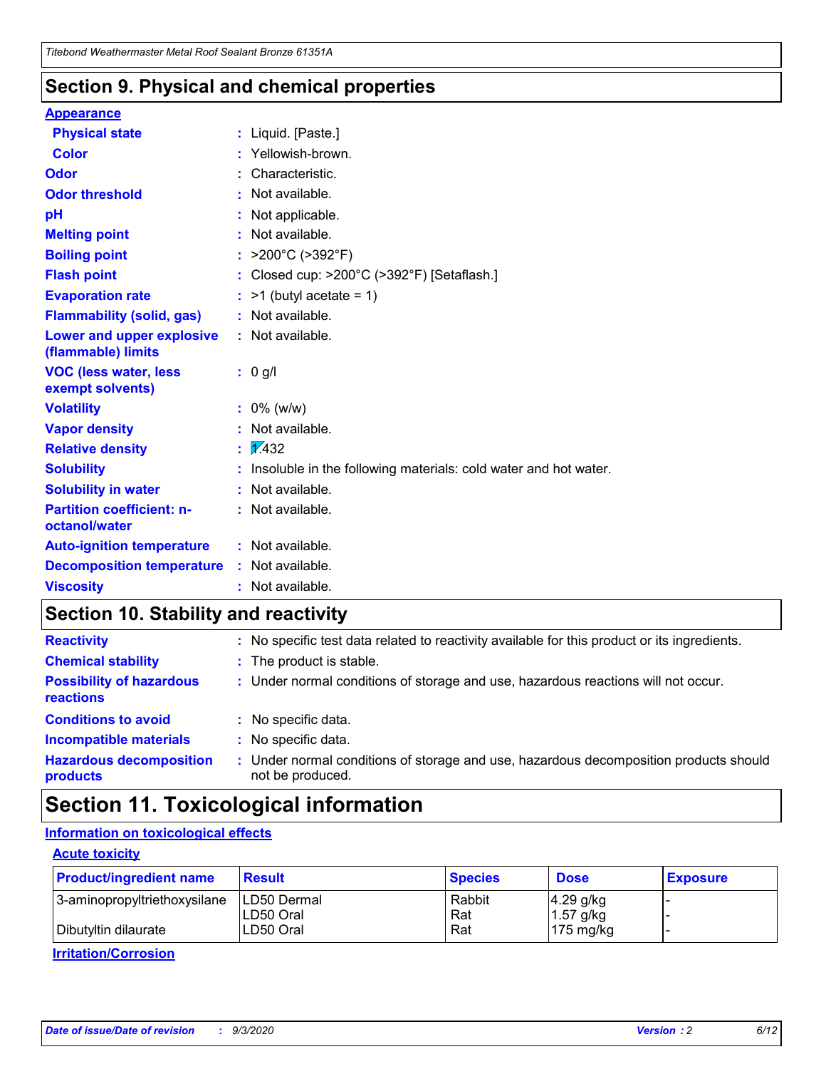## Section 9. Physical and chemical properties

**Appearance**

| | | |
|---|---|---|
| **Physical state** | : | Liquid. [Paste.] |
| **Color** | : | Yellowish-brown. |
| **Odor** | : | Characteristic. |
| **Odor threshold** | : | Not available. |
| **pH** | : | Not applicable. |
| **Melting point** | : | Not available. |
| **Boiling point** | : | >200°C (>392°F) |
| **Flash point** | : | Closed cup: >200°C (>392°F) [Setaflash.] |
| **Evaporation rate** | : | >1 (butyl acetate = 1) |
| **Flammability (solid, gas)** | : | Not available. |
| **Lower and upper explosive (flammable) limits** | : | Not available. |
| **VOC (less water, less exempt solvents)** | : | 0 g/l |
| **Volatility** | : | 0% (w/w) |
| **Vapor density** | : | Not available. |
| **Relative density** | : | 1.432 |
| **Solubility** | : | Insoluble in the following materials: cold water and hot water. |
| **Solubility in water** | : | Not available. |
| **Partition coefficient: n-octanol/water** | : | Not available. |
| **Auto-ignition temperature** | : | Not available. |
| **Decomposition temperature** | : | Not available. |
| **Viscosity** | : | Not available. |

## Section 10. Stability and reactivity

| | | |
|---|---|---|
| **Reactivity** | : | No specific test data related to reactivity available for this product or its ingredients. |
| **Chemical stability** | : | The product is stable. |
| **Possibility of hazardous reactions** | : | Under normal conditions of storage and use, hazardous reactions will not occur. |
| **Conditions to avoid** | : | No specific data. |
| **Incompatible materials** | : | No specific data. |
| **Hazardous decomposition products** | : | Under normal conditions of storage and use, hazardous decomposition products should not be produced. |

## Section 11. Toxicological information

**Information on toxicological effects**

**Acute toxicity**

| Product/ingredient name | Result | Species | Dose | Exposure |
|---|---|---|---|---|
| 3-aminopropyltriethoxysilane | LD50 Dermal | Rabbit | 4.29 g/kg | - |
| | LD50 Oral | Rat | 1.57 g/kg | - |
| Dibutyltin dilaurate | LD50 Oral | Rat | 175 mg/kg | - |

**Irritation/Corrosion**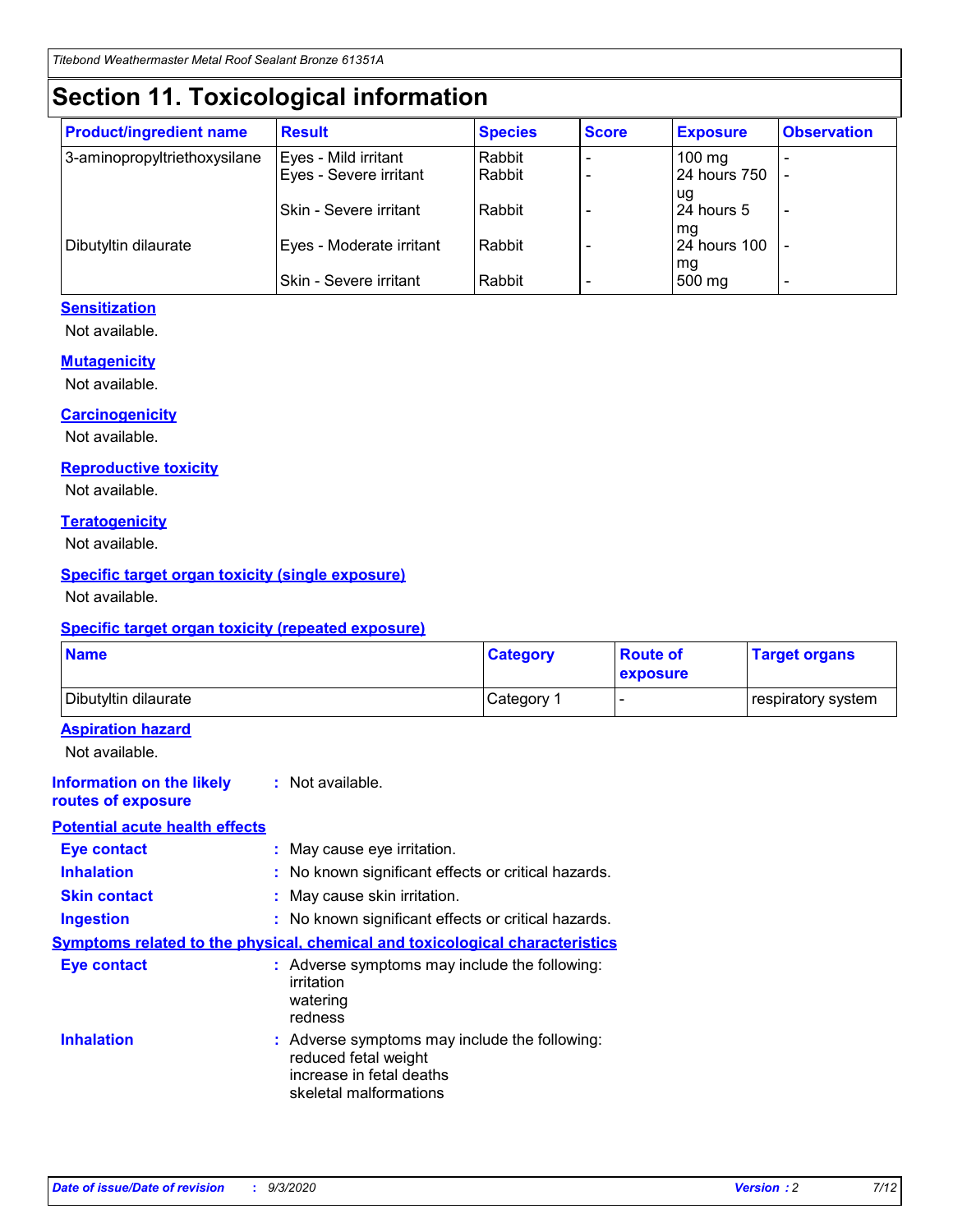# Section 11. Toxicological information

| Product/ingredient name | Result | Species | Score | Exposure | Observation |
|---|---|---|---|---|---|
| 3-aminopropyltriethoxysilane | Eyes - Mild irritant | Rabbit | - | 100 mg | - |
| | Eyes - Severe irritant | Rabbit | - | 24 hours 750 ug | - |
| | Skin - Severe irritant | Rabbit | - | 24 hours 5 mg | - |
| Dibutyltin dilaurate | Eyes - Moderate irritant | Rabbit | - | 24 hours 100 mg | - |
| | Skin - Severe irritant | Rabbit | - | 500 mg | - |

### Sensitization

Not available.

### Mutagenicity

Not available.

### Carcinogenicity

Not available.

### Reproductive toxicity

Not available.

### Teratogenicity

Not available.

### Specific target organ toxicity (single exposure)

Not available.

### Specific target organ toxicity (repeated exposure)

| Name | Category | Route of exposure | Target organs |
|---|---|---|---|
| Dibutyltin dilaurate | Category 1 | - | respiratory system |

### Aspiration hazard

Not available.

**Information on the likely routes of exposure** : Not available.

### Potential acute health effects

**Eye contact** : May cause eye irritation.

**Inhalation** : No known significant effects or critical hazards.

**Skin contact** : May cause skin irritation.

**Ingestion** : No known significant effects or critical hazards.

### Symptoms related to the physical, chemical and toxicological characteristics

**Eye contact** : Adverse symptoms may include the following:
irritation
watering
redness

**Inhalation** : Adverse symptoms may include the following:
reduced fetal weight
increase in fetal deaths
skeletal malformations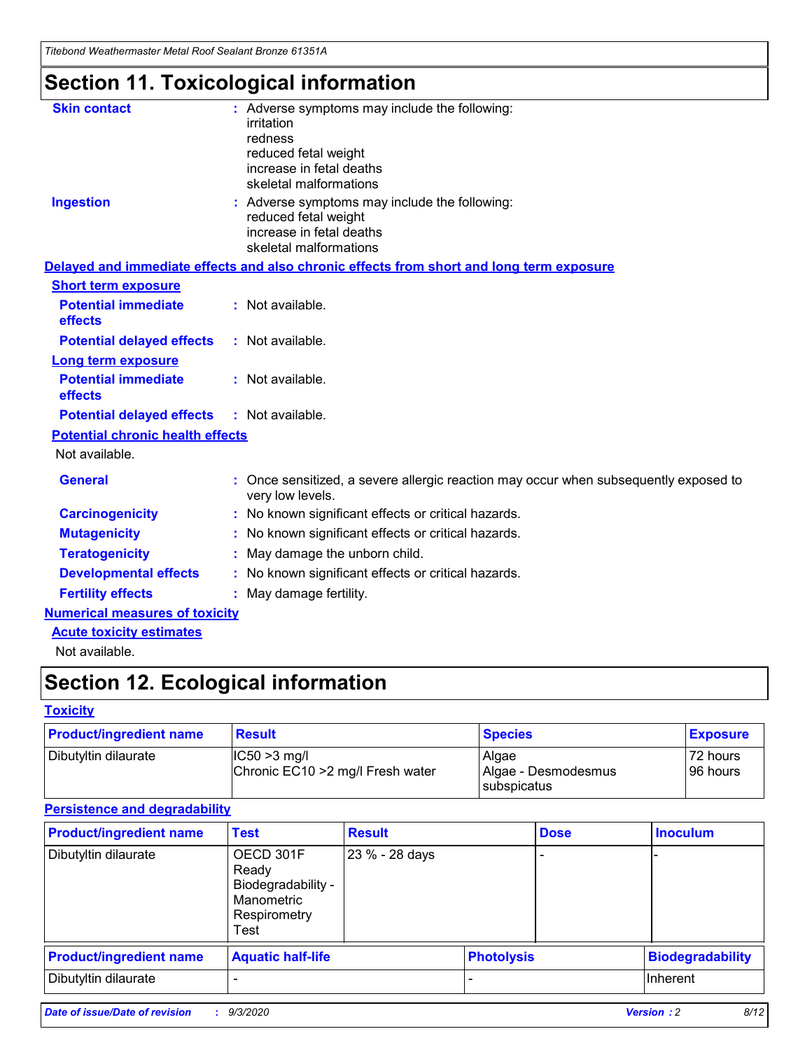# Section 11. Toxicological information

**Skin contact** : Adverse symptoms may include the following:
irritation
redness
reduced fetal weight
increase in fetal deaths
skeletal malformations

**Ingestion** : Adverse symptoms may include the following:
reduced fetal weight
increase in fetal deaths
skeletal malformations

**Delayed and immediate effects and also chronic effects from short and long term exposure**

**Short term exposure**

**Potential immediate effects** : Not available.

**Potential delayed effects** : Not available.

**Long term exposure**

**Potential immediate effects** : Not available.

**Potential delayed effects** : Not available.

**Potential chronic health effects**

Not available.

**General** : Once sensitized, a severe allergic reaction may occur when subsequently exposed to very low levels.

**Carcinogenicity** : No known significant effects or critical hazards.

**Mutagenicity** : No known significant effects or critical hazards.

**Teratogenicity** : May damage the unborn child.

**Developmental effects** : No known significant effects or critical hazards.

**Fertility effects** : May damage fertility.

**Numerical measures of toxicity**

**Acute toxicity estimates**

Not available.

# Section 12. Ecological information

**Toxicity**

| Product/ingredient name | Result | Species | Exposure |
|---|---|---|---|
| Dibutyltin dilaurate | IC50 >3 mg/l<br>Chronic EC10 >2 mg/l Fresh water | Algae<br>Algae - Desmodesmus subspicatus | 72 hours<br>96 hours |

**Persistence and degradability**

| Product/ingredient name | Test | Result | Dose | Inoculum |
|---|---|---|---|---|
| Dibutyltin dilaurate | OECD 301F Ready Biodegradability - Manometric Respirometry Test | 23 % - 28 days | - | - |

| Product/ingredient name | Aquatic half-life | Photolysis | Biodegradability |
|---|---|---|---|
| Dibutyltin dilaurate | - | - | Inherent |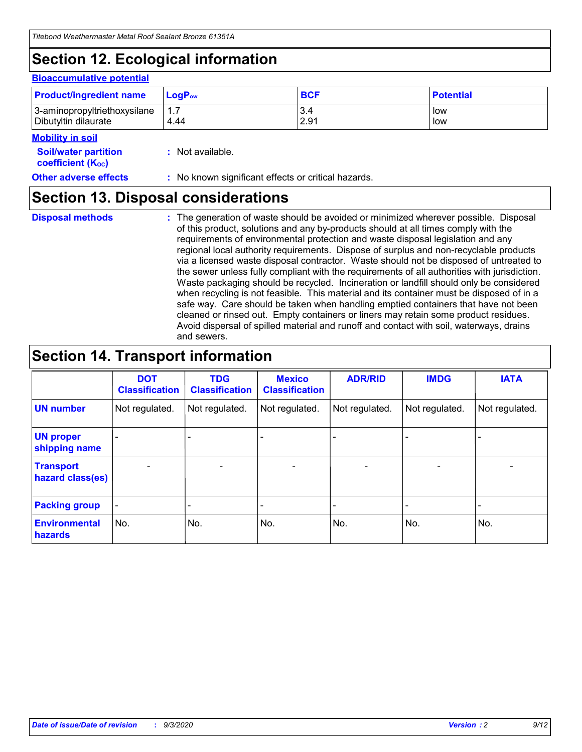## Section 12. Ecological information

### Bioaccumulative potential

| Product/ingredient name | $LogP_{ow}$ | BCF | Potential |
|---|---|---|---|
| 3-aminopropyltriethoxysilane | 1.7 | 3.4 | low |
| Dibutyltin dilaurate | 4.44 | 2.91 | low |

### Mobility in soil

**Soil/water partition coefficient ($K_{OC}$)** : Not available.

**Other adverse effects** : No known significant effects or critical hazards.

## Section 13. Disposal considerations

**Disposal methods** : The generation of waste should be avoided or minimized wherever possible. Disposal of this product, solutions and any by-products should at all times comply with the requirements of environmental protection and waste disposal legislation and any regional local authority requirements. Dispose of surplus and non-recyclable products via a licensed waste disposal contractor. Waste should not be disposed of untreated to the sewer unless fully compliant with the requirements of all authorities with jurisdiction. Waste packaging should be recycled. Incineration or landfill should only be considered when recycling is not feasible. This material and its container must be disposed of in a safe way. Care should be taken when handling emptied containers that have not been cleaned or rinsed out. Empty containers or liners may retain some product residues. Avoid dispersal of spilled material and runoff and contact with soil, waterways, drains and sewers.

## Section 14. Transport information

| | DOT Classification | TDG Classification | Mexico Classification | ADR/RID | IMDG | IATA |
|---|---|---|---|---|---|---|
| **UN number** | Not regulated. | Not regulated. | Not regulated. | Not regulated. | Not regulated. | Not regulated. |
| **UN proper shipping name** | - | - | - | - | - | - |
| **Transport hazard class(es)** | - | - | - | - | - | - |
| **Packing group** | - | - | - | - | - | - |
| **Environmental hazards** | No. | No. | No. | No. | No. | No. |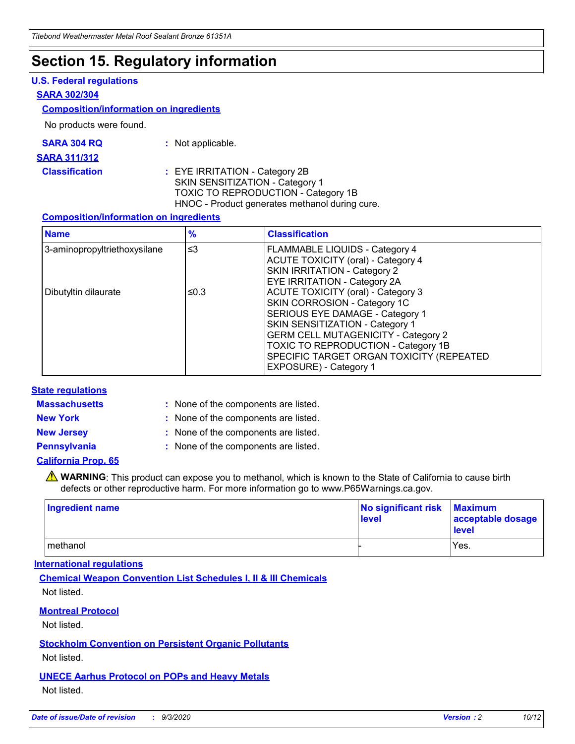# Section 15. Regulatory information

## U.S. Federal regulations

### SARA 302/304

#### Composition/information on ingredients

No products were found.

**SARA 304 RQ** : Not applicable.

### SARA 311/312

**Classification** : EYE IRRITATION - Category 2B
SKIN SENSITIZATION - Category 1
TOXIC TO REPRODUCTION - Category 1B
HNOC - Product generates methanol during cure.

#### Composition/information on ingredients

| Name | % | Classification |
|---|---|---|
| 3-aminopropyltriethoxysilane | ≤3 | FLAMMABLE LIQUIDS - Category 4<br>ACUTE TOXICITY (oral) - Category 4<br>SKIN IRRITATION - Category 2<br>EYE IRRITATION - Category 2A |
| Dibutyltin dilaurate | ≤0.3 | ACUTE TOXICITY (oral) - Category 3<br>SKIN CORROSION - Category 1C<br>SERIOUS EYE DAMAGE - Category 1<br>SKIN SENSITIZATION - Category 1<br>GERM CELL MUTAGENICITY - Category 2<br>TOXIC TO REPRODUCTION - Category 1B<br>SPECIFIC TARGET ORGAN TOXICITY (REPEATED EXPOSURE) - Category 1 |

## State regulations

**Massachusetts** : None of the components are listed.

**New York** : None of the components are listed.

**New Jersey** : None of the components are listed.

**Pennsylvania** : None of the components are listed.

### California Prop. 65

⚠ **WARNING**: This product can expose you to methanol, which is known to the State of California to cause birth defects or other reproductive harm. For more information go to www.P65Warnings.ca.gov.

| Ingredient name | No significant risk level | Maximum acceptable dosage level |
|---|---|---|
| methanol | - | Yes. |

## International regulations

### Chemical Weapon Convention List Schedules I, II & III Chemicals

Not listed.

### Montreal Protocol

Not listed.

### Stockholm Convention on Persistent Organic Pollutants

Not listed.

### UNECE Aarhus Protocol on POPs and Heavy Metals

Not listed.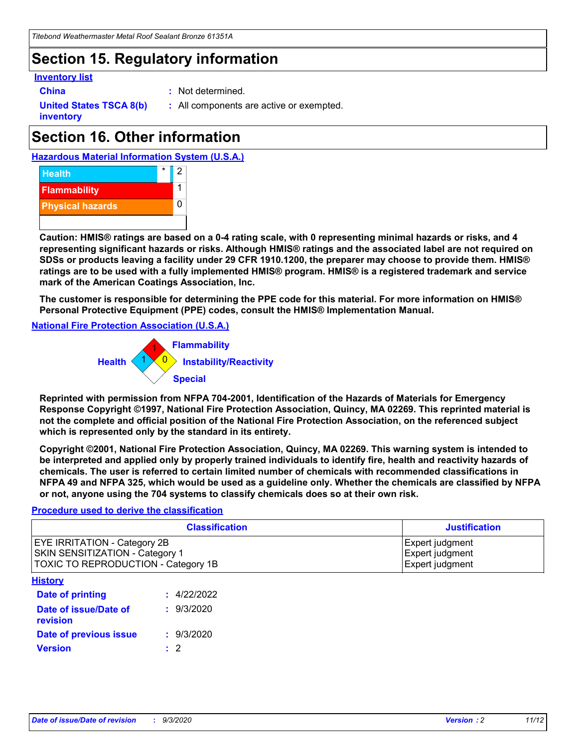# Section 15. Regulatory information

**Inventory list**

**China** : Not determined.

**United States TSCA 8(b) inventory** : All components are active or exempted.

# Section 16. Other information

**Hazardous Material Information System (U.S.A.)**

| | | |
|---|---|---|
| Health | * | 2 |
| Flammability | | 1 |
| Physical hazards | | 0 |

**Caution: HMIS® ratings are based on a 0-4 rating scale, with 0 representing minimal hazards or risks, and 4 representing significant hazards or risks. Although HMIS® ratings and the associated label are not required on SDSs or products leaving a facility under 29 CFR 1910.1200, the preparer may choose to provide them. HMIS® ratings are to be used with a fully implemented HMIS® program. HMIS® is a registered trademark and service mark of the American Coatings Association, Inc.**

**The customer is responsible for determining the PPE code for this material. For more information on HMIS® Personal Protective Equipment (PPE) codes, consult the HMIS® Implementation Manual.**

**National Fire Protection Association (U.S.A.)**

Flammability: 1
Health: 1
Instability/Reactivity: 0
Special:

**Reprinted with permission from NFPA 704-2001, Identification of the Hazards of Materials for Emergency Response Copyright ©1997, National Fire Protection Association, Quincy, MA 02269. This reprinted material is not the complete and official position of the National Fire Protection Association, on the referenced subject which is represented only by the standard in its entirety.**

**Copyright ©2001, National Fire Protection Association, Quincy, MA 02269. This warning system is intended to be interpreted and applied only by properly trained individuals to identify fire, health and reactivity hazards of chemicals. The user is referred to certain limited number of chemicals with recommended classifications in NFPA 49 and NFPA 325, which would be used as a guideline only. Whether the chemicals are classified by NFPA or not, anyone using the 704 systems to classify chemicals does so at their own risk.**

**Procedure used to derive the classification**

| Classification | Justification |
|---|---|
| EYE IRRITATION - Category 2B | Expert judgment |
| SKIN SENSITIZATION - Category 1 | Expert judgment |
| TOXIC TO REPRODUCTION - Category 1B | Expert judgment |

**History**

**Date of printing** : 4/22/2022

**Date of issue/Date of revision** : 9/3/2020

**Date of previous issue** : 9/3/2020

**Version** : 2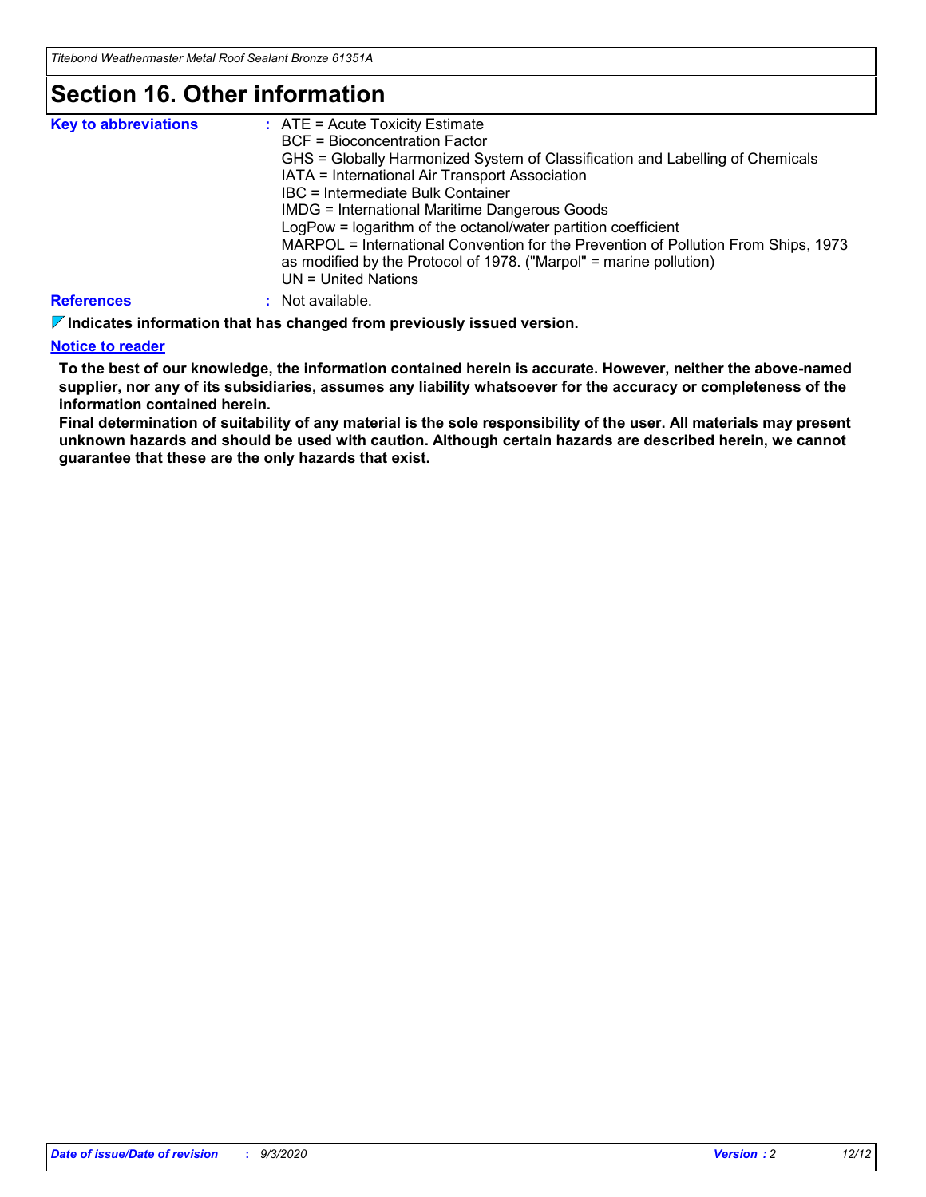# Section 16. Other information

**Key to abbreviations** : ATE = Acute Toxicity Estimate
BCF = Bioconcentration Factor
GHS = Globally Harmonized System of Classification and Labelling of Chemicals
IATA = International Air Transport Association
IBC = Intermediate Bulk Container
IMDG = International Maritime Dangerous Goods
LogPow = logarithm of the octanol/water partition coefficient
MARPOL = International Convention for the Prevention of Pollution From Ships, 1973 as modified by the Protocol of 1978. ("Marpol" = marine pollution)
UN = United Nations

**References** : Not available.

**Indicates information that has changed from previously issued version.**

**Notice to reader**

**To the best of our knowledge, the information contained herein is accurate. However, neither the above-named supplier, nor any of its subsidiaries, assumes any liability whatsoever for the accuracy or completeness of the information contained herein.**

**Final determination of suitability of any material is the sole responsibility of the user. All materials may present unknown hazards and should be used with caution. Although certain hazards are described herein, we cannot guarantee that these are the only hazards that exist.**